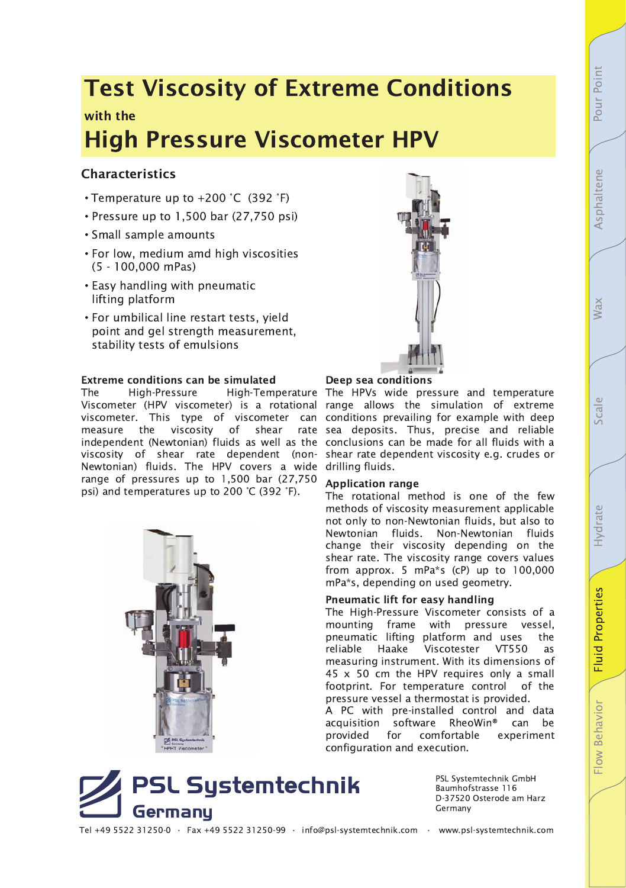# Test Viscosity of Extreme Conditions

with the

# High Pressure Viscometer HPV

## Characteristics

- Temperature up to +200 °C (392 °F)
- Pressure up to 1,500 bar (27,750 psi)
- Small sample amounts
- For low, medium amd high viscosities (5 - 100,000 mPas)
- Easy handling with pneumatic lifting platform
- For umbilical line restart tests, yield point and gel strength measurement, stability tests of emulsions

### Extreme conditions can be simulated

The High-Pressure High-Temperature Viscometer (HPV viscometer) is a rotational viscometer. This type of viscometer can measure the viscosity of shear rate independent (Newtonian) fluids as well as the viscosity of shear rate dependent (non-Newtonian) fluids. The HPV covers a wide range of pressures up to 1,500 bar (27,750 psi) and temperatures up to 200 °C (392 °F).

### Deep sea conditions

The HPVs wide pressure and temperature range allows the simulation of extreme conditions prevailing for example with deep sea deposits. Thus, precise and reliable conclusions can be made for all fluids with a shear rate dependent viscosity e.g. crudes or drilling fluids.

### Application range

The rotational method is one of the few methods of viscosity measurement applicable not only to non-Newtonian fluids, but also to Newtonian fluids. Non-Newtonian fluids change their viscosity depending on the shear rate. The viscosity range covers values from approx. 5 mPa*s (cP) up to 100,000 mPa*s, depending on used geometry.

### Pneumatic lift for easy handling

The High-Pressure Viscometer consists of a mounting frame with pressure vessel, pneumatic lifting platform and uses the reliable Haake Viscotester VT550 as measuring instrument. With its dimensions of 45 x 50 cm the HPV requires only a small footprint. For temperature control of the pressure vessel a thermostat is provided.

A PC with pre-installed control and data acquisition software RheoWin® can be provided for comfortable experiment configuration and execution.

**PSL Systemtechnik Germany**

PSL Systemtechnik GmbH
Baumhofstrasse 116
D-37520 Osterode am Harz
Germany

Tel +49 5522 31250-0 · Fax +49 5522 31250-99 · info@psl-systemtechnik.com · www.psl-systemtechnik.com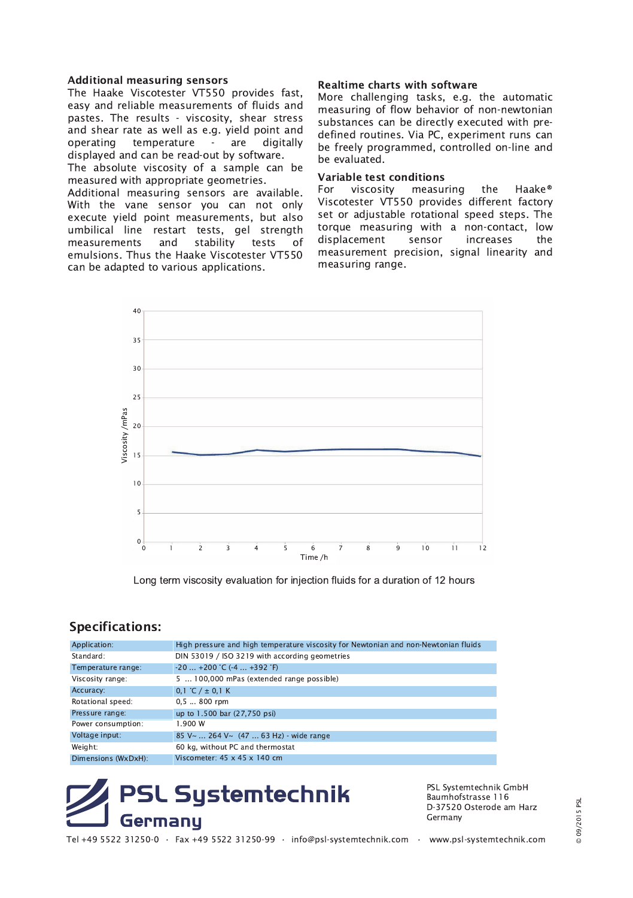## Additional measuring sensors

The Haake Viscotester VT550 provides fast, easy and reliable measurements of fluids and pastes. The results - viscosity, shear stress and shear rate as well as e.g. yield point and operating temperature - are digitally displayed and can be read-out by software.

The absolute viscosity of a sample can be measured with appropriate geometries.

Additional measuring sensors are available. With the vane sensor you can not only execute yield point measurements, but also umbilical line restart tests, gel strength measurements and stability tests of emulsions. Thus the Haake Viscotester VT550 can be adapted to various applications.

## Realtime charts with software

More challenging tasks, e.g. the automatic measuring of flow behavior of non-newtonian substances can be directly executed with pre-defined routines. Via PC, experiment runs can be freely programmed, controlled on-line and be evaluated.

## Variable test conditions

For viscosity measuring the Haake® Viscotester VT550 provides different factory set or adjustable rotational speed steps. The torque measuring with a non-contact, low displacement sensor increases the measurement precision, signal linearity and measuring range.

Viscosity /mPas
40
35
30
25
20
15
10
5
0
0 1 2 3 4 5 6 7 8 9 10 11 12
Time /h

Long term viscosity evaluation for injection fluids for a duration of 12 hours

## Specifications:

| | |
|---|---|
| Application: | High pressure and high temperature viscosity for Newtonian and non-Newtonian fluids |
| Standard: | DIN 53019 / ISO 3219 with according geometries |
| Temperature range: | -20 ... +200 °C (-4 ... +392 °F) |
| Viscosity range: | 5 ... 100,000 mPas (extended range possible) |
| Accuracy: | 0,1 °C / ± 0,1 K |
| Rotational speed: | 0,5 ... 800 rpm |
| Pressure range: | up to 1.500 bar (27,750 psi) |
| Power consumption: | 1.900 W |
| Voltage input: | 85 V~ ... 264 V~ (47 ... 63 Hz) - wide range |
| Weight: | 60 kg, without PC and thermostat |
| Dimensions (WxDxH): | Viscometer: 45 x 45 x 140 cm |

PSL Systemtechnik
Germany

PSL Systemtechnik GmbH
Baumhofstrasse 116
D-37520 Osterode am Harz
Germany

Tel +49 5522 31250-0 · Fax +49 5522 31250-99 · info@psl-systemtechnik.com · www.psl-systemtechnik.com

© 09/2015 PSL